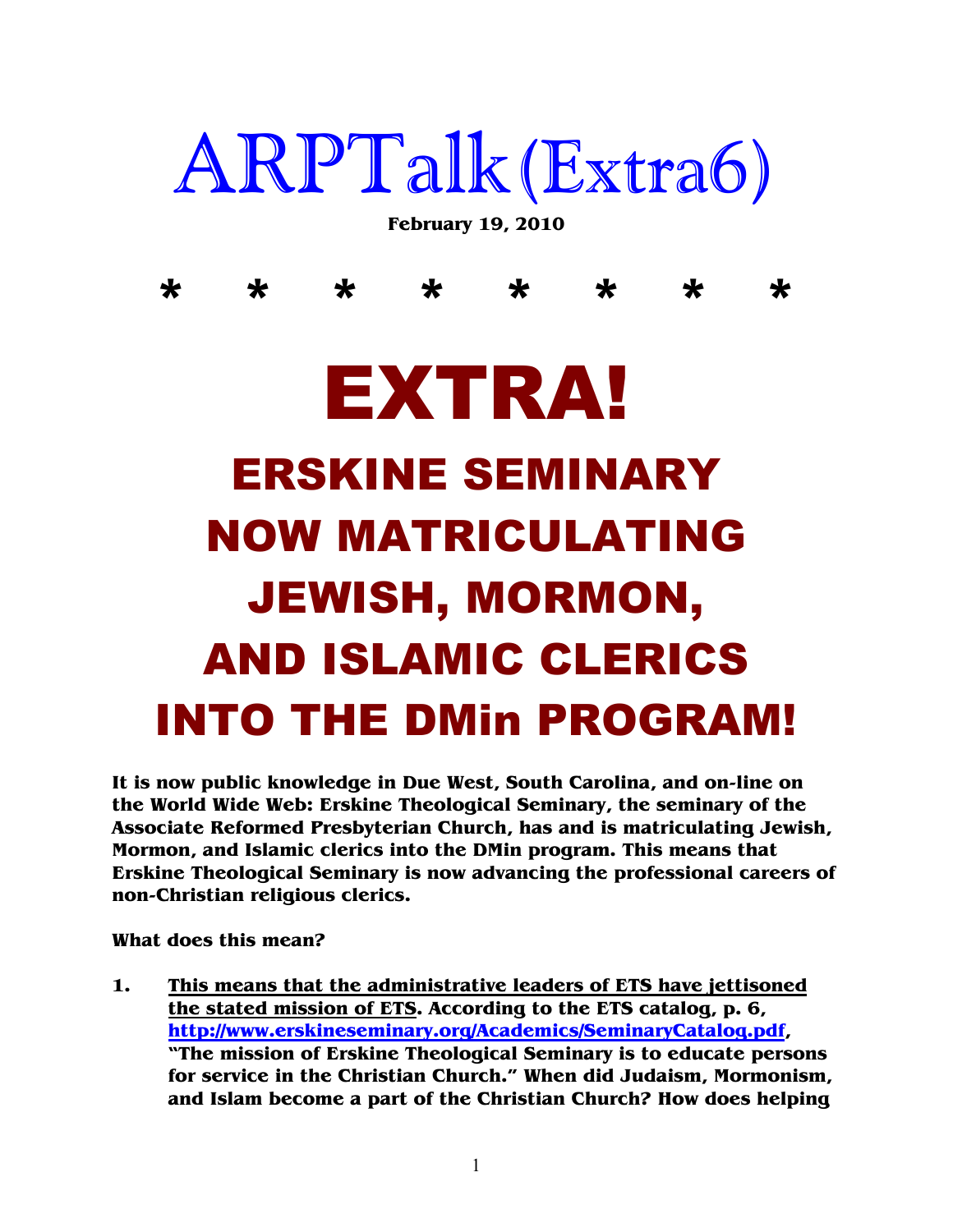# ARPTalk(Extra6)

**February 19, 2010**

\*     \*     \*     \*     \*     \*     \*     \*

# EXTRA!

## ERSKINE SEMINARY NOW MATRICULATING JEWISH, MORMON, AND ISLAMIC CLERICS INTO THE DMin PROGRAM!

**It is now public knowledge in Due West, South Carolina, and on-line on the World Wide Web: Erskine Theological Seminary, the seminary of the Associate Reformed Presbyterian Church, has and is matriculating Jewish, Mormon, and Islamic clerics into the DMin program. This means that Erskine Theological Seminary is now advancing the professional careers of non-Christian religious clerics.**

**What does this mean?**

1. **<u>This means that the administrative leaders of ETS have jettisoned the stated mission of ETS</u>. According to the ETS catalog, p. 6, [http://www.erskineseminary.org/Academics/SeminaryCatalog.pdf](http://www.erskineseminary.org/Academics/SeminaryCatalog.pdf), "The mission of Erskine Theological Seminary is to educate persons for service in the Christian Church." When did Judaism, Mormonism, and Islam become a part of the Christian Church? How does helping**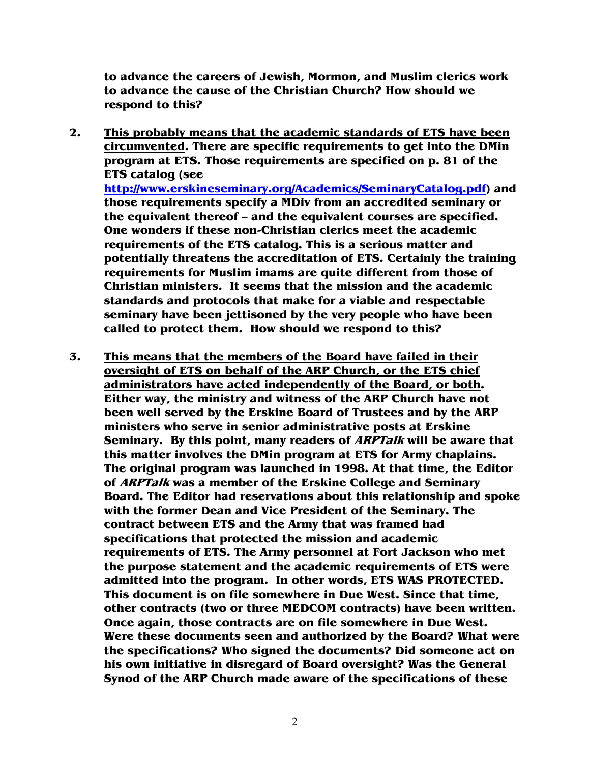**to advance the careers of Jewish, Mormon, and Muslim clerics work to advance the cause of the Christian Church? How should we respond to this?**

2. **<u>This probably means that the academic standards of ETS have been circumvented</u>. There are specific requirements to get into the DMin program at ETS. Those requirements are specified on p. 81 of the ETS catalog (see [http://www.erskineseminary.org/Academics/SeminaryCatalog.pdf](http://www.erskineseminary.org/Academics/SeminaryCatalog.pdf)) and those requirements specify a MDiv from an accredited seminary or the equivalent thereof – and the equivalent courses are specified. One wonders if these non-Christian clerics meet the academic requirements of the ETS catalog. This is a serious matter and potentially threatens the accreditation of ETS. Certainly the training requirements for Muslim imams are quite different from those of Christian ministers. It seems that the mission and the academic standards and protocols that make for a viable and respectable seminary have been jettisoned by the very people who have been called to protect them. How should we respond to this?**

3. **<u>This means that the members of the Board have failed in their oversight of ETS on behalf of the ARP Church, or the ETS chief administrators have acted independently of the Board, or both</u>. Either way, the ministry and witness of the ARP Church have not been well served by the Erskine Board of Trustees and by the ARP ministers who serve in senior administrative posts at Erskine Seminary. By this point, many readers of *ARPTalk* will be aware that this matter involves the DMin program at ETS for Army chaplains. The original program was launched in 1998. At that time, the Editor of *ARPTalk* was a member of the Erskine College and Seminary Board. The Editor had reservations about this relationship and spoke with the former Dean and Vice President of the Seminary. The contract between ETS and the Army that was framed had specifications that protected the mission and academic requirements of ETS. The Army personnel at Fort Jackson who met the purpose statement and the academic requirements of ETS were admitted into the program. In other words, ETS WAS PROTECTED. This document is on file somewhere in Due West. Since that time, other contracts (two or three MEDCOM contracts) have been written. Once again, those contracts are on file somewhere in Due West. Were these documents seen and authorized by the Board? What were the specifications? Who signed the documents? Did someone act on his own initiative in disregard of Board oversight? Was the General Synod of the ARP Church made aware of the specifications of these**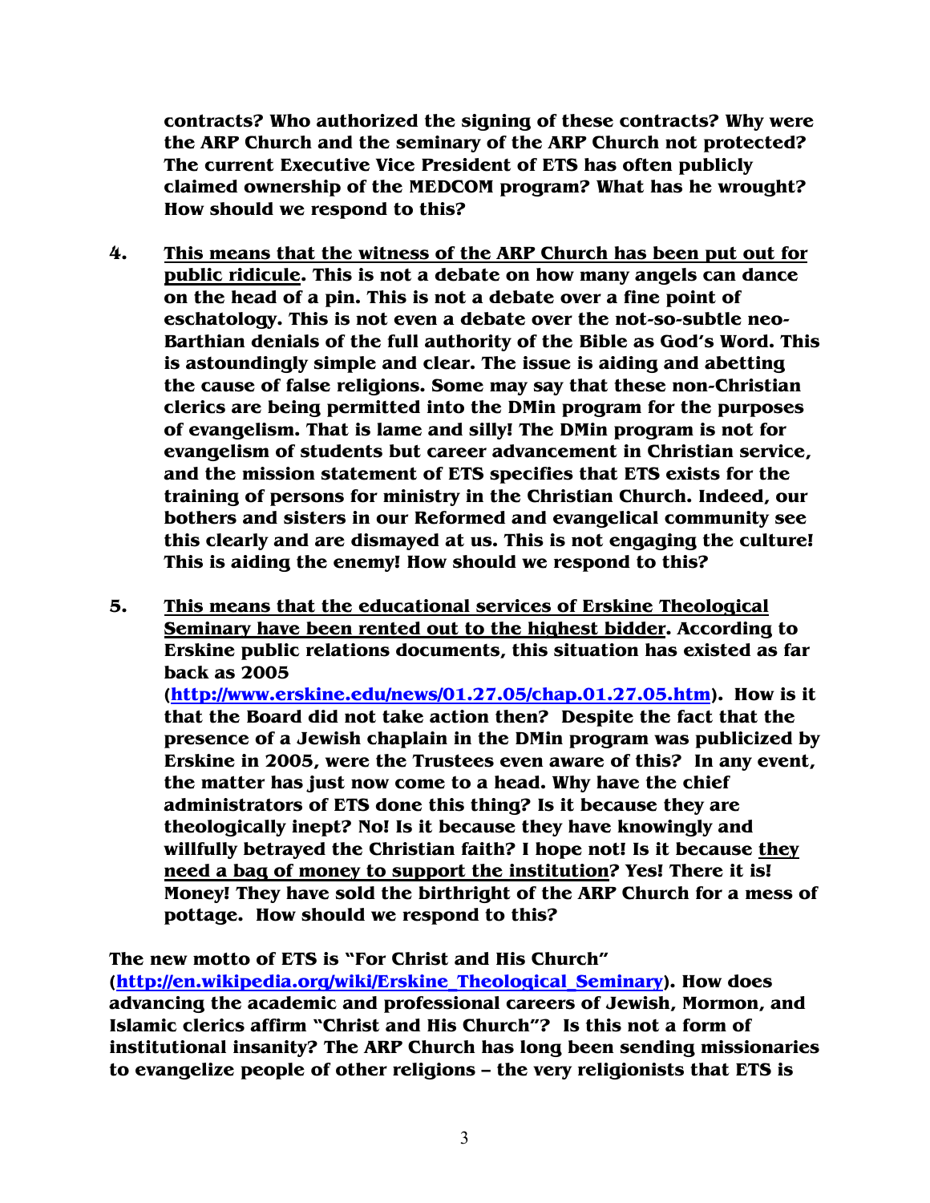**contracts? Who authorized the signing of these contracts? Why were the ARP Church and the seminary of the ARP Church not protected? The current Executive Vice President of ETS has often publicly claimed ownership of the MEDCOM program? What has he wrought? How should we respond to this?**

4. **<u>This means that the witness of the ARP Church has been put out for public ridicule</u>. This is not a debate on how many angels can dance on the head of a pin. This is not a debate over a fine point of eschatology. This is not even a debate over the not-so-subtle neo-Barthian denials of the full authority of the Bible as God's Word. This is astoundingly simple and clear. The issue is aiding and abetting the cause of false religions. Some may say that these non-Christian clerics are being permitted into the DMin program for the purposes of evangelism. That is lame and silly! The DMin program is not for evangelism of students but career advancement in Christian service, and the mission statement of ETS specifies that ETS exists for the training of persons for ministry in the Christian Church. Indeed, our bothers and sisters in our Reformed and evangelical community see this clearly and are dismayed at us. This is not engaging the culture! This is aiding the enemy! How should we respond to this?**

5. **<u>This means that the educational services of Erskine Theological Seminary have been rented out to the highest bidder</u>. According to Erskine public relations documents, this situation has existed as far back as 2005 ([http://www.erskine.edu/news/01.27.05/chap.01.27.05.htm](http://www.erskine.edu/news/01.27.05/chap.01.27.05.htm)). How is it that the Board did not take action then? Despite the fact that the presence of a Jewish chaplain in the DMin program was publicized by Erskine in 2005, were the Trustees even aware of this? In any event, the matter has just now come to a head. Why have the chief administrators of ETS done this thing? Is it because they are theologically inept? No! Is it because they have knowingly and willfully betrayed the Christian faith? I hope not! Is it because <u>they need a bag of money to support the institution</u>? Yes! There it is! Money! They have sold the birthright of the ARP Church for a mess of pottage. How should we respond to this?**

**The new motto of ETS is "For Christ and His Church" ([http://en.wikipedia.org/wiki/Erskine_Theological_Seminary](http://en.wikipedia.org/wiki/Erskine_Theological_Seminary)). How does advancing the academic and professional careers of Jewish, Mormon, and Islamic clerics affirm "Christ and His Church"? Is this not a form of institutional insanity? The ARP Church has long been sending missionaries to evangelize people of other religions – the very religionists that ETS is**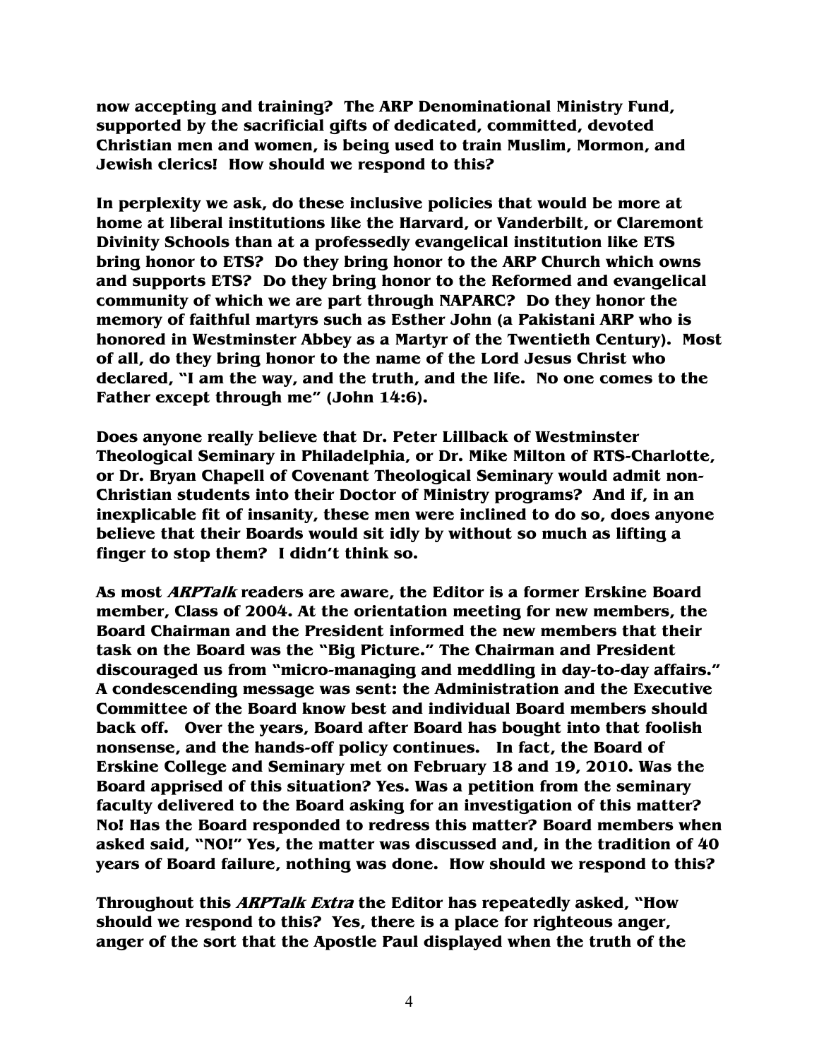**now accepting and training? The ARP Denominational Ministry Fund, supported by the sacrificial gifts of dedicated, committed, devoted Christian men and women, is being used to train Muslim, Mormon, and Jewish clerics! How should we respond to this?**

**In perplexity we ask, do these inclusive policies that would be more at home at liberal institutions like the Harvard, or Vanderbilt, or Claremont Divinity Schools than at a professedly evangelical institution like ETS bring honor to ETS? Do they bring honor to the ARP Church which owns and supports ETS? Do they bring honor to the Reformed and evangelical community of which we are part through NAPARC? Do they honor the memory of faithful martyrs such as Esther John (a Pakistani ARP who is honored in Westminster Abbey as a Martyr of the Twentieth Century). Most of all, do they bring honor to the name of the Lord Jesus Christ who declared, "I am the way, and the truth, and the life. No one comes to the Father except through me" (John 14:6).**

**Does anyone really believe that Dr. Peter Lillback of Westminster Theological Seminary in Philadelphia, or Dr. Mike Milton of RTS-Charlotte, or Dr. Bryan Chapell of Covenant Theological Seminary would admit non-Christian students into their Doctor of Ministry programs? And if, in an inexplicable fit of insanity, these men were inclined to do so, does anyone believe that their Boards would sit idly by without so much as lifting a finger to stop them? I didn't think so.**

**As most *ARPTalk* readers are aware, the Editor is a former Erskine Board member, Class of 2004. At the orientation meeting for new members, the Board Chairman and the President informed the new members that their task on the Board was the "Big Picture." The Chairman and President discouraged us from "micro-managing and meddling in day-to-day affairs." A condescending message was sent: the Administration and the Executive Committee of the Board know best and individual Board members should back off. Over the years, Board after Board has bought into that foolish nonsense, and the hands-off policy continues. In fact, the Board of Erskine College and Seminary met on February 18 and 19, 2010. Was the Board apprised of this situation? Yes. Was a petition from the seminary faculty delivered to the Board asking for an investigation of this matter? No! Has the Board responded to redress this matter? Board members when asked said, "NO!" Yes, the matter was discussed and, in the tradition of 40 years of Board failure, nothing was done. How should we respond to this?**

**Throughout this *ARPTalk Extra* the Editor has repeatedly asked, "How should we respond to this? Yes, there is a place for righteous anger, anger of the sort that the Apostle Paul displayed when the truth of the**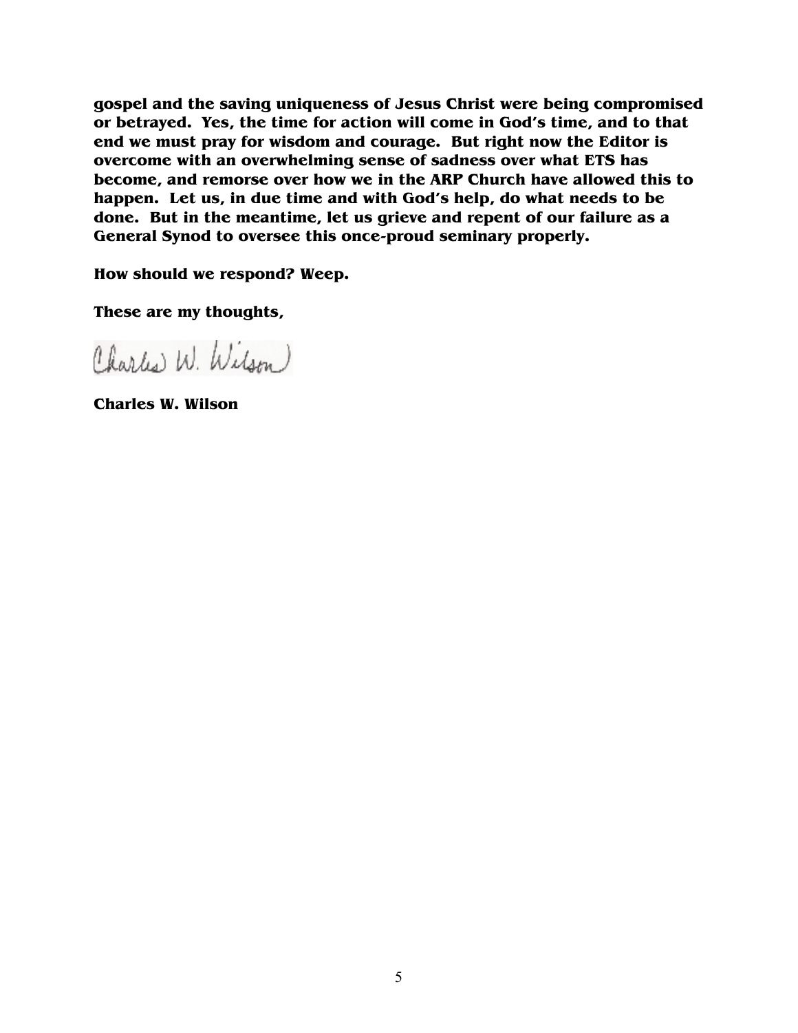**gospel and the saving uniqueness of Jesus Christ were being compromised or betrayed. Yes, the time for action will come in God's time, and to that end we must pray for wisdom and courage. But right now the Editor is overcome with an overwhelming sense of sadness over what ETS has become, and remorse over how we in the ARP Church have allowed this to happen. Let us, in due time and with God's help, do what needs to be done. But in the meantime, let us grieve and repent of our failure as a General Synod to oversee this once-proud seminary properly.**

**How should we respond? Weep.**

**These are my thoughts,**

Charles W. Wilson

**Charles W. Wilson**